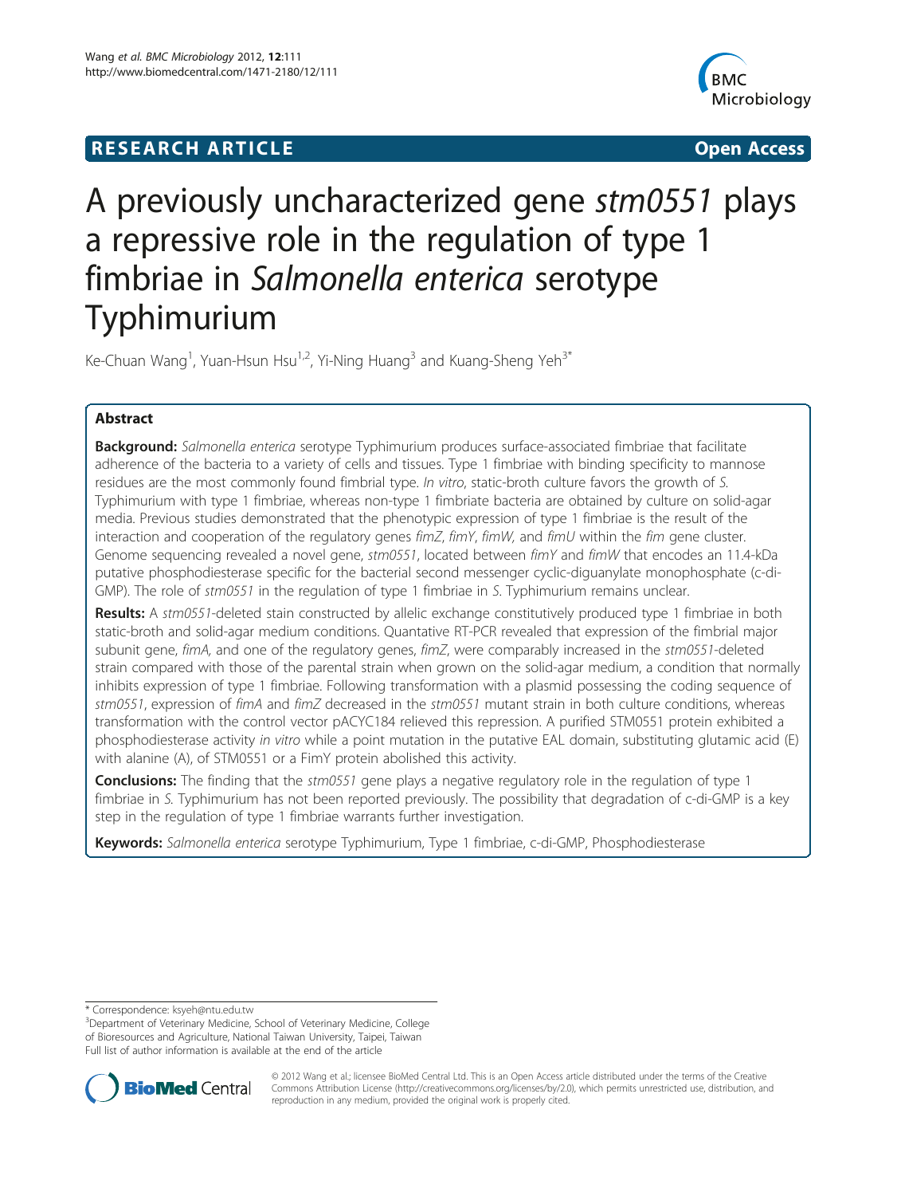**RESEARCH ARTICLE** **Open Access**

# A previously uncharacterized gene *stm0551* plays a repressive role in the regulation of type 1 fimbriae in *Salmonella enterica* serotype Typhimurium

Ke-Chuan Wang[1], Yuan-Hsun Hsu[1,2], Yi-Ning Huang[3] and Kuang-Sheng Yeh[3*]

## Abstract

**Background:** *Salmonella enterica* serotype Typhimurium produces surface-associated fimbriae that facilitate adherence of the bacteria to a variety of cells and tissues. Type 1 fimbriae with binding specificity to mannose residues are the most commonly found fimbrial type. *In vitro*, static-broth culture favors the growth of *S.* Typhimurium with type 1 fimbriae, whereas non-type 1 fimbriate bacteria are obtained by culture on solid-agar media. Previous studies demonstrated that the phenotypic expression of type 1 fimbriae is the result of the interaction and cooperation of the regulatory genes *fimZ*, *fimY*, *fimW*, and *fimU* within the *fim* gene cluster. Genome sequencing revealed a novel gene, *stm0551*, located between *fimY* and *fimW* that encodes an 11.4-kDa putative phosphodiesterase specific for the bacterial second messenger cyclic-diguanylate monophosphate (c-di-GMP). The role of *stm0551* in the regulation of type 1 fimbriae in *S.* Typhimurium remains unclear.

**Results:** A *stm0551*-deleted stain constructed by allelic exchange constitutively produced type 1 fimbriae in both static-broth and solid-agar medium conditions. Quantative RT-PCR revealed that expression of the fimbrial major subunit gene, *fimA*, and one of the regulatory genes, *fimZ*, were comparably increased in the *stm0551*-deleted strain compared with those of the parental strain when grown on the solid-agar medium, a condition that normally inhibits expression of type 1 fimbriae. Following transformation with a plasmid possessing the coding sequence of *stm0551*, expression of *fimA* and *fimZ* decreased in the *stm0551* mutant strain in both culture conditions, whereas transformation with the control vector pACYC184 relieved this repression. A purified STM0551 protein exhibited a phosphodiesterase activity *in vitro* while a point mutation in the putative EAL domain, substituting glutamic acid (E) with alanine (A), of STM0551 or a FimY protein abolished this activity.

**Conclusions:** The finding that the *stm0551* gene plays a negative regulatory role in the regulation of type 1 fimbriae in *S.* Typhimurium has not been reported previously. The possibility that degradation of c-di-GMP is a key step in the regulation of type 1 fimbriae warrants further investigation.

**Keywords:** *Salmonella enterica* serotype Typhimurium, Type 1 fimbriae, c-di-GMP, Phosphodiesterase

---

\* Correspondence: ksyeh@ntu.edu.tw

[3]Department of Veterinary Medicine, School of Veterinary Medicine, College of Bioresources and Agriculture, National Taiwan University, Taipei, Taiwan

Full list of author information is available at the end of the article

© 2012 Wang et al.; licensee BioMed Central Ltd. This is an Open Access article distributed under the terms of the Creative Commons Attribution License (http://creativecommons.org/licenses/by/2.0), which permits unrestricted use, distribution, and reproduction in any medium, provided the original work is properly cited.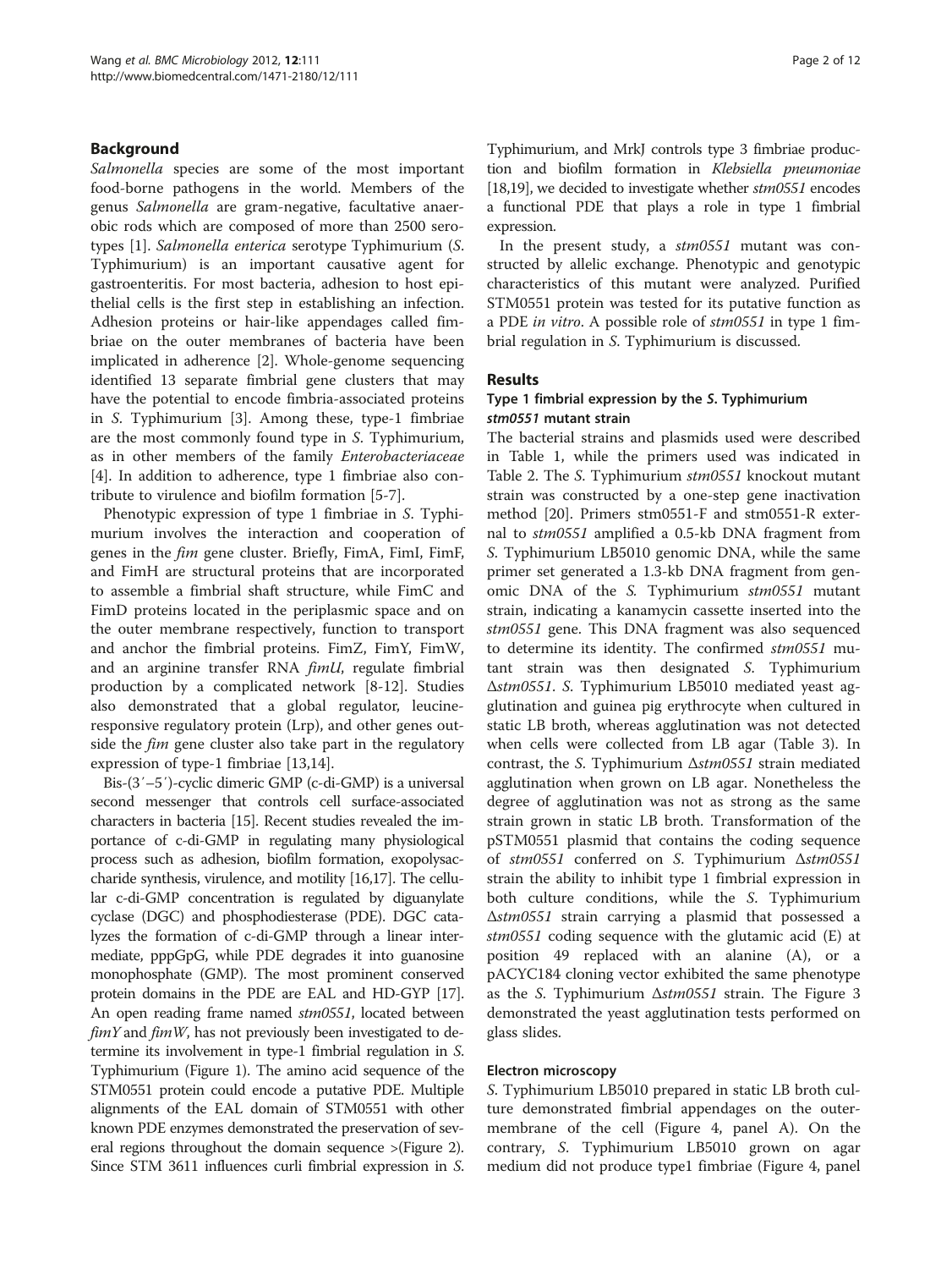## Background

*Salmonella* species are some of the most important food-borne pathogens in the world. Members of the genus *Salmonella* are gram-negative, facultative anaerobic rods which are composed of more than 2500 serotypes [1]. *Salmonella enterica* serotype Typhimurium (*S.* Typhimurium) is an important causative agent for gastroenteritis. For most bacteria, adhesion to host epithelial cells is the first step in establishing an infection. Adhesion proteins or hair-like appendages called fimbriae on the outer membranes of bacteria have been implicated in adherence [2]. Whole-genome sequencing identified 13 separate fimbrial gene clusters that may have the potential to encode fimbria-associated proteins in *S.* Typhimurium [3]. Among these, type-1 fimbriae are the most commonly found type in *S.* Typhimurium, as in other members of the family *Enterobacteriaceae* [4]. In addition to adherence, type 1 fimbriae also contribute to virulence and biofilm formation [5-7].

Phenotypic expression of type 1 fimbriae in *S.* Typhimurium involves the interaction and cooperation of genes in the *fim* gene cluster. Briefly, FimA, FimI, FimF, and FimH are structural proteins that are incorporated to assemble a fimbrial shaft structure, while FimC and FimD proteins located in the periplasmic space and on the outer membrane respectively, function to transport and anchor the fimbrial proteins. FimZ, FimY, FimW, and an arginine transfer RNA *fimU*, regulate fimbrial production by a complicated network [8-12]. Studies also demonstrated that a global regulator, leucine-responsive regulatory protein (Lrp), and other genes outside the *fim* gene cluster also take part in the regulatory expression of type-1 fimbriae [13,14].

Bis-(3′–5′)-cyclic dimeric GMP (c-di-GMP) is a universal second messenger that controls cell surface-associated characters in bacteria [15]. Recent studies revealed the importance of c-di-GMP in regulating many physiological process such as adhesion, biofilm formation, exopolysaccharide synthesis, virulence, and motility [16,17]. The cellular c-di-GMP concentration is regulated by diguanylate cyclase (DGC) and phosphodiesterase (PDE). DGC catalyzes the formation of c-di-GMP through a linear intermediate, pppGpG, while PDE degrades it into guanosine monophosphate (GMP). The most prominent conserved protein domains in the PDE are EAL and HD-GYP [17]. An open reading frame named *stm0551*, located between *fimY* and *fimW*, has not previously been investigated to determine its involvement in type-1 fimbrial regulation in *S.* Typhimurium (Figure 1). The amino acid sequence of the STM0551 protein could encode a putative PDE. Multiple alignments of the EAL domain of STM0551 with other known PDE enzymes demonstrated the preservation of several regions throughout the domain sequence >(Figure 2). Since STM 3611 influences curli fimbrial expression in *S.* Typhimurium, and MrkJ controls type 3 fimbriae production and biofilm formation in *Klebsiella pneumoniae* [18,19], we decided to investigate whether *stm0551* encodes a functional PDE that plays a role in type 1 fimbrial expression.

In the present study, a *stm0551* mutant was constructed by allelic exchange. Phenotypic and genotypic characteristics of this mutant were analyzed. Purified STM0551 protein was tested for its putative function as a PDE *in vitro*. A possible role of *stm0551* in type 1 fimbrial regulation in *S.* Typhimurium is discussed.

## Results

### Type 1 fimbrial expression by the *S.* Typhimurium *stm0551* mutant strain

The bacterial strains and plasmids used were described in Table 1, while the primers used was indicated in Table 2. The *S.* Typhimurium *stm0551* knockout mutant strain was constructed by a one-step gene inactivation method [20]. Primers stm0551-F and stm0551-R external to *stm0551* amplified a 0.5-kb DNA fragment from *S.* Typhimurium LB5010 genomic DNA, while the same primer set generated a 1.3-kb DNA fragment from genomic DNA of the *S.* Typhimurium *stm0551* mutant strain, indicating a kanamycin cassette inserted into the *stm0551* gene. This DNA fragment was also sequenced to determine its identity. The confirmed *stm0551* mutant strain was then designated *S.* Typhimurium Δ*stm0551*. *S.* Typhimurium LB5010 mediated yeast agglutination and guinea pig erythrocyte when cultured in static LB broth, whereas agglutination was not detected when cells were collected from LB agar (Table 3). In contrast, the *S.* Typhimurium Δ*stm0551* strain mediated agglutination when grown on LB agar. Nonetheless the degree of agglutination was not as strong as the same strain grown in static LB broth. Transformation of the pSTM0551 plasmid that contains the coding sequence of *stm0551* conferred on *S.* Typhimurium Δ*stm0551* strain the ability to inhibit type 1 fimbrial expression in both culture conditions, while the *S.* Typhimurium Δ*stm0551* strain carrying a plasmid that possessed a *stm0551* coding sequence with the glutamic acid (E) at position 49 replaced with an alanine (A), or a pACYC184 cloning vector exhibited the same phenotype as the *S.* Typhimurium Δ*stm0551* strain. The Figure 3 demonstrated the yeast agglutination tests performed on glass slides.

### Electron microscopy

*S.* Typhimurium LB5010 prepared in static LB broth culture demonstrated fimbrial appendages on the outer-membrane of the cell (Figure 4, panel A). On the contrary, *S.* Typhimurium LB5010 grown on agar medium did not produce type1 fimbriae (Figure 4, panel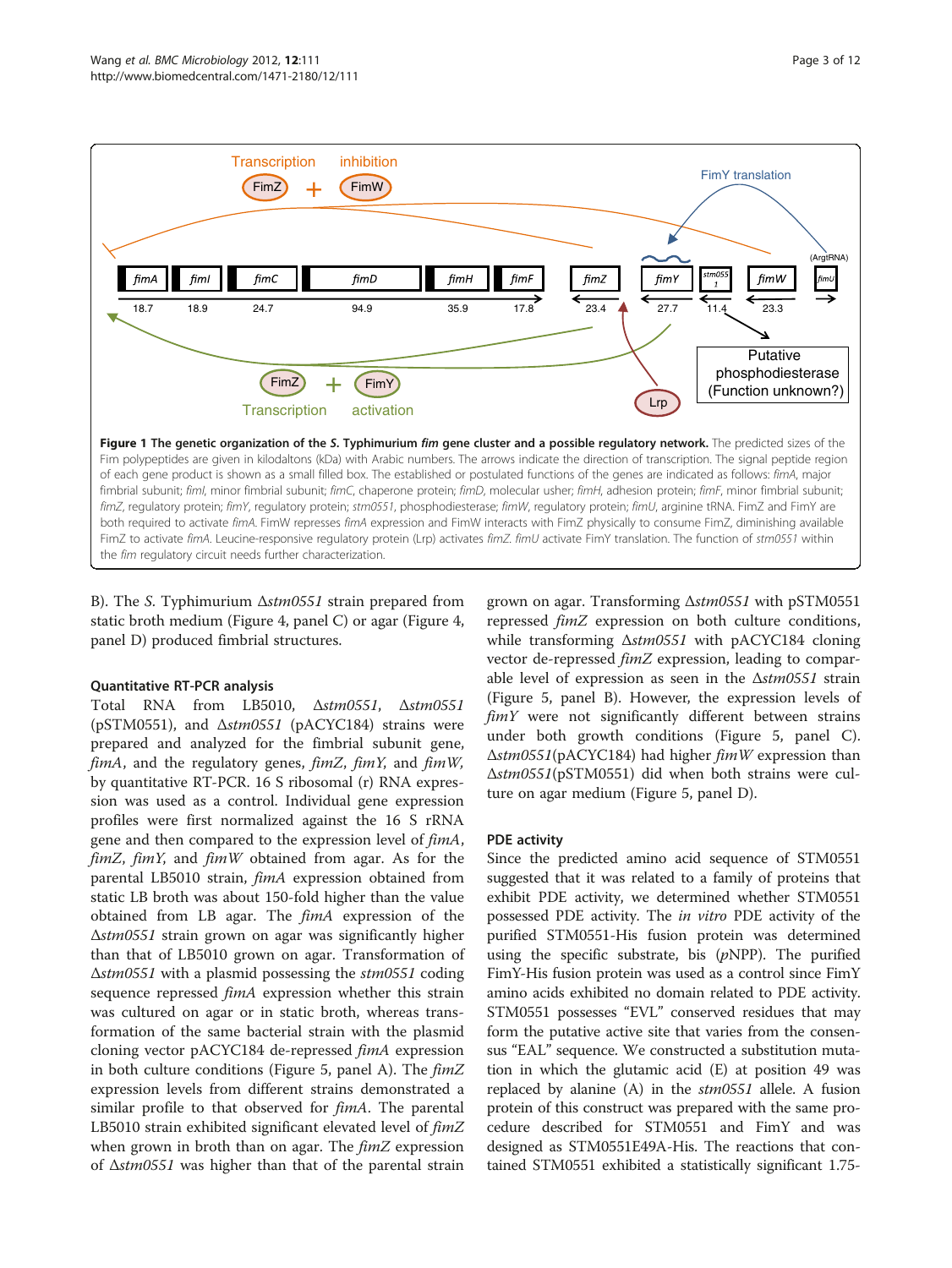**Figure 1 The genetic organization of the *S.* Typhimurium *fim* gene cluster and a possible regulatory network.** The predicted sizes of the Fim polypeptides are given in kilodaltons (kDa) with Arabic numbers. The arrows indicate the direction of transcription. The signal peptide region of each gene product is shown as a small filled box. The established or postulated functions of the genes are indicated as follows: *fimA*, major fimbrial subunit; *fimI*, minor fimbrial subunit; *fimC*, chaperone protein; *fimD*, molecular usher; *fimH*, adhesion protein; *fimF*, minor fimbrial subunit; *fimZ*, regulatory protein; *fimY*, regulatory protein; *stm0551*, phosphodiesterase; *fimW*, regulatory protein; *fimU*, arginine tRNA. FimZ and FimY are both required to activate *fimA*. FimW represses *fimA* expression and FimW interacts with FimZ physically to consume FimZ, diminishing available FimZ to activate *fimA*. Leucine-responsive regulatory protein (Lrp) activates *fimZ*. *fimU* activate FimY translation. The function of *stm0551* within the *fim* regulatory circuit needs further characterization.

B). The *S.* Typhimurium Δ*stm0551* strain prepared from static broth medium (Figure 4, panel C) or agar (Figure 4, panel D) produced fimbrial structures.

### Quantitative RT-PCR analysis

Total RNA from LB5010, Δ*stm0551*, Δ*stm0551* (pSTM0551), and Δ*stm0551* (pACYC184) strains were prepared and analyzed for the fimbrial subunit gene, *fimA*, and the regulatory genes, *fimZ*, *fimY*, and *fimW*, by quantitative RT-PCR. 16 S ribosomal (r) RNA expression was used as a control. Individual gene expression profiles were first normalized against the 16 S rRNA gene and then compared to the expression level of *fimA*, *fimZ*, *fimY*, and *fimW* obtained from agar. As for the parental LB5010 strain, *fimA* expression obtained from static LB broth was about 150-fold higher than the value obtained from LB agar. The *fimA* expression of the Δ*stm0551* strain grown on agar was significantly higher than that of LB5010 grown on agar. Transformation of Δ*stm0551* with a plasmid possessing the *stm0551* coding sequence repressed *fimA* expression whether this strain was cultured on agar or in static broth, whereas transformation of the same bacterial strain with the plasmid cloning vector pACYC184 de-repressed *fimA* expression in both culture conditions (Figure 5, panel A). The *fimZ* expression levels from different strains demonstrated a similar profile to that observed for *fimA*. The parental LB5010 strain exhibited significant elevated level of *fimZ* when grown in broth than on agar. The *fimZ* expression of Δ*stm0551* was higher than that of the parental strain grown on agar. Transforming Δ*stm0551* with pSTM0551 repressed *fimZ* expression on both culture conditions, while transforming Δ*stm0551* with pACYC184 cloning vector de-repressed *fimZ* expression, leading to comparable level of expression as seen in the Δ*stm0551* strain (Figure 5, panel B). However, the expression levels of *fimY* were not significantly different between strains under both growth conditions (Figure 5, panel C). Δ*stm0551*(pACYC184) had higher *fimW* expression than Δ*stm0551*(pSTM0551) did when both strains were culture on agar medium (Figure 5, panel D).

### PDE activity

Since the predicted amino acid sequence of STM0551 suggested that it was related to a family of proteins that exhibit PDE activity, we determined whether STM0551 possessed PDE activity. The *in vitro* PDE activity of the purified STM0551-His fusion protein was determined using the specific substrate, bis (*p*NPP). The purified FimY-His fusion protein was used as a control since FimY amino acids exhibited no domain related to PDE activity. STM0551 possesses "EVL" conserved residues that may form the putative active site that varies from the consensus "EAL" sequence. We constructed a substitution mutation in which the glutamic acid (E) at position 49 was replaced by alanine (A) in the *stm0551* allele. A fusion protein of this construct was prepared with the same procedure described for STM0551 and FimY and was designed as STM0551E49A-His. The reactions that contained STM0551 exhibited a statistically significant 1.75-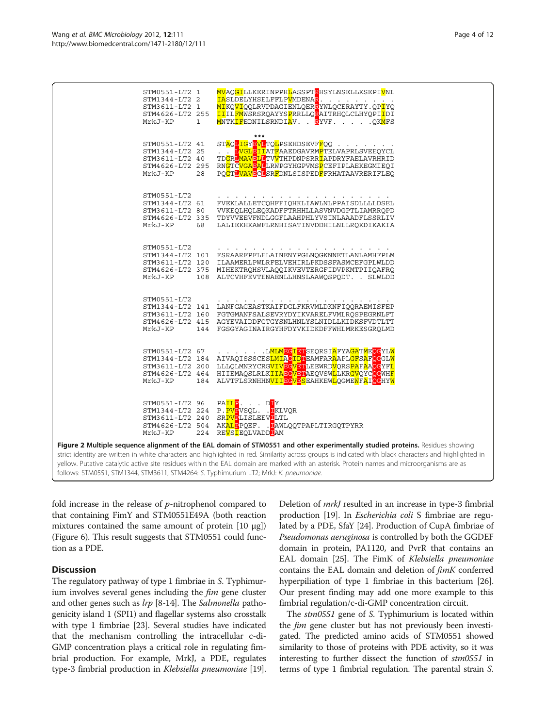```
STM0551-LT2 1    MVAQGILLKERINPPHLASSPTRHSYLNSELLKSEPIVNL
STM1344-LT2 2    IASLDELYHSELFFLPVMDENAR. . . . . . . . .
STM3611-LT2 1    MIKQVIQQLRVPDAGIENLQERRYWLQCERAYTY.QPIYQ
STM4626-LT2 255  IIILFMWSRSRQAYYSPRRLLQRAITRHQLCLHYQPIIDI
MrkJ-KP     1    MNTKIFEDNILSRNDIAV. . RYVF. . . . .QKMFS

                          ***
STM0551-LT2 41   STAQLIGYEVLTQLPSEHDSEVFFQQ . . . . . . .
STM1344-LT2 25   . . LVGLEIIATFAAEDGAVRMPTELVAPRLSVEEQYCL
STM3611-LT2 40   TDGRLMAVELLTVVTHPDNPSRRIAPDRYFAELAVRHRID
STM4626-LT2 295  RNGTCVGAEALLRWPGYHGPVMSPCEFIPLAEKEGMIEQI
MrkJ-KP     28   PQGTLVAVECLSRFDNLSISPEDFFRHATAAVRERIFLEQ

STM0551-LT2      . . . . . . . . . . . . . . . . . . .
STM1344-LT2 61   FVEKLALLETCQHFFIQHKLIAWLNLPPAISDLLLLDSEL
STM3611-LT2 80   VVKEQLHQLEQKADFFTRHHLLASVNVDGPTLIAMRRQPD
STM4626-LT2 335  TDYVVEEVFNDLGGFLAAHPHLYVSINLAAADFLSSRLIV
MrkJ-KP     68   LALIEKHKAWFLRNHISATINVDDHILNLLRQKDIKAKIA

STM0551-LT2      . . . . . . . . . . . . . . . . . . .
STM1344-LT2 101  FSRAARFPFLELAINENYPGLNQGKNNETLANLAMHFPLM
STM3611-LT2 120  ILAAMERLPWLRFELVEHIRLPKDSSFASMCEFGPLWLDD
STM4626-LT2 375  MIHEKTRQHSVLAQQIKVEVTERGFIDVPKMTPIIQAFRQ
MrkJ-KP     108  ALTCVHFEVTENAENLLHNSLAAWQSPQDT. . SLWLDD

STM0551-LT2      . . . . . . . . . . . . . . . . . . .
STM1344-LT2 141  LANFGAGEASTKAIFDGLFKRVMLDKNFIQQRAEMISFEP
STM3611-LT2 160  FGTGMANFSALSEVRYDYIKVARELFVMLRQSPEGRNLFT
STM4626-LT2 415  AGYEVAIDDFGTGYSNLHNLYSLNIDLLKIDKSFVDTLTT
MrkJ-KP     144  FGSGYAGINAIRGYHFDYVKIDKDFFWHLMRKESGRQLMD

STM0551-LT2 67   . . . . . .LMLMEGIETSEQRSIAFYAGATMEQGYLW
STM1344-LT2 184  AIVAQISSSCESLMIAGIDTEAMFARAAPLGFSAFQGGLW
STM3611-LT2 200  LLLQLMNRYCRGVIVEGVETLEEWRDVQRSPAFAAQGYFL
STM4626-LT2 464  HIIEMAQSLRLKIIAEGVETAEQVSWLLKRGVQYCQGWHF
MrkJ-KP     184  ALVTFLSRNHHNVIIEGVESEAHKEWLQGMEWFAIQGHYW

STM0551-LT2 96   PAILP. . . DIY
STM1344-LT2 224  P.PVPVSQL. .IKLVQR
STM3611-LT2 240  SRPVPLISLEEVILTL
STM4626-LT2 504  AKALPPQEF. .IAWLQQTPAPLTIRGQTPYRR
MrkJ-KP     224  REVSIEQLVADDIAM
```

**Figure 2 Multiple sequence alignment of the EAL domain of STM0551 and other experimentally studied proteins.** Residues showing strict identity are written in white characters and highlighted in red. Similarity across groups is indicated with black characters and highlighted in yellow. Putative catalytic active site residues within the EAL domain are marked with an asterisk. Protein names and microorganisms are as follows: STM0551, STM1344, STM3611, STM4264: *S.* Typhimurium LT2; MrkJ: *K. pneumoniae.*

fold increase in the release of *p*-nitrophenol compared to that containing FimY and STM0551E49A (both reaction mixtures contained the same amount of protein [10 μg]) (Figure 6). This result suggests that STM0551 could function as a PDE.

## Discussion

The regulatory pathway of type 1 fimbriae in *S.* Typhimurium involves several genes including the *fim* gene cluster and other genes such as *lrp* [8-14]. The *Salmonella* pathogenicity island 1 (SPI1) and flagellar systems also crosstalk with type 1 fimbriae [23]. Several studies have indicated that the mechanism controlling the intracellular c-di-GMP concentration plays a critical role in regulating fimbrial production. For example, MrkJ, a PDE, regulates type-3 fimbrial production in *Klebsiella pneumoniae* [19]. Deletion of *mrkJ* resulted in an increase in type-3 fimbrial production [19]. In *Escherichia coli* S fimbriae are regulated by a PDE, SfaY [24]. Production of CupA fimbriae of *Pseudomonas aeruginosa* is controlled by both the GGDEF domain in protein, PA1120, and PvrR that contains an EAL domain [25]. The FimK of *Klebsiella pneumoniae* contains the EAL domain and deletion of *fimK* conferred hyperpiliation of type 1 fimbriae in this bacterium [26]. Our present finding may add one more example to this fimbrial regulation/c-di-GMP concentration circuit.

The *stm0551* gene of *S.* Typhimurium is located within the *fim* gene cluster but has not previously been investigated. The predicted amino acids of STM0551 showed similarity to those of proteins with PDE activity, so it was interesting to further dissect the function of *stm0551* in terms of type 1 fimbrial regulation. The parental strain *S.*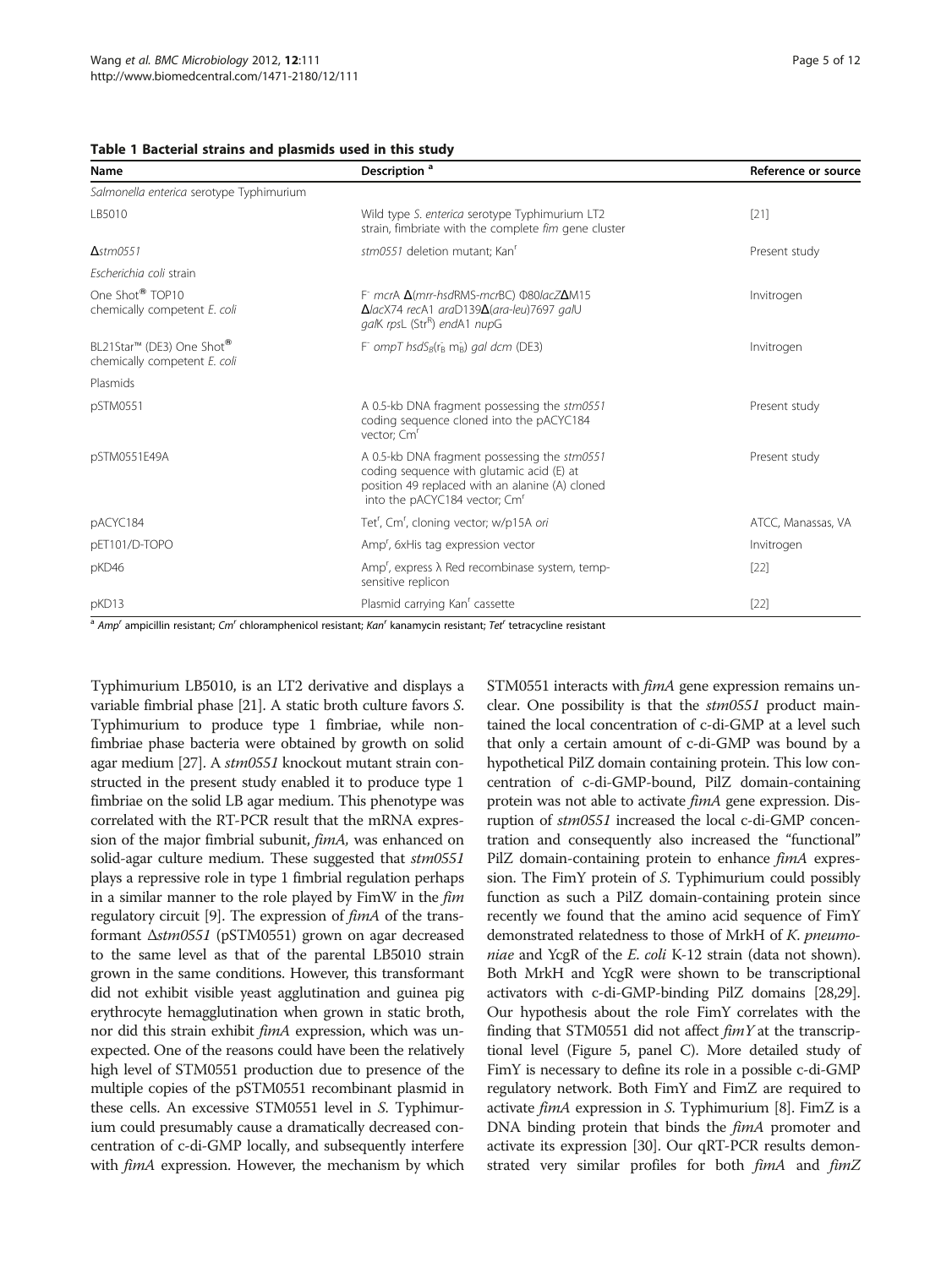**Table 1 Bacterial strains and plasmids used in this study**

| Name | Description [a] | Reference or source |
|---|---|---|
| *Salmonella enterica* serotype Typhimurium | | |
| LB5010 | Wild type *S. enterica* serotype Typhimurium LT2 strain, fimbriate with the complete *fim* gene cluster | [21] |
| Δ*stm0551* | *stm0551* deletion mutant; Kan$^r$ | Present study |
| *Escherichia coli* strain | | |
| One Shot® TOP10 chemically competent *E. coli* | F$^-$ *mcr*A Δ(*mrr-hsd*RMS-*mcr*BC) Φ80*lacZ*ΔM15 Δ*lac*X74 *rec*A1 *ara*D139Δ(*ara-leu*)7697 *gal*U *gal*K *rps*L (Str$^R$) *end*A1 *nup*G | Invitrogen |
| BL21Star™ (DE3) One Shot® chemically competent *E. coli* | F$^-$ *ompT hsdS$_B$*($r_B^-$ $m_B^-$) *gal dcm* (DE3) | Invitrogen |
| Plasmids | | |
| pSTM0551 | A 0.5-kb DNA fragment possessing the *stm0551* coding sequence cloned into the pACYC184 vector; Cm$^r$ | Present study |
| pSTM0551E49A | A 0.5-kb DNA fragment possessing the *stm0551* coding sequence with glutamic acid (E) at position 49 replaced with an alanine (A) cloned into the pACYC184 vector; Cm$^r$ | Present study |
| pACYC184 | Tet$^r$, Cm$^r$, cloning vector; w/p15A *ori* | ATCC, Manassas, VA |
| pET101/D-TOPO | Amp$^r$, 6xHis tag expression vector | Invitrogen |
| pKD46 | Amp$^r$, express λ Red recombinase system, temp-sensitive replicon | [22] |
| pKD13 | Plasmid carrying Kan$^r$ cassette | [22] |

[a] *Amp$^r$* ampicillin resistant; *Cm$^r$* chloramphenicol resistant; *Kan$^r$* kanamycin resistant; *Tet$^r$* tetracycline resistant

Typhimurium LB5010, is an LT2 derivative and displays a variable fimbrial phase [21]. A static broth culture favors *S.* Typhimurium to produce type 1 fimbriae, while non-fimbriae phase bacteria were obtained by growth on solid agar medium [27]. A *stm0551* knockout mutant strain constructed in the present study enabled it to produce type 1 fimbriae on the solid LB agar medium. This phenotype was correlated with the RT-PCR result that the mRNA expression of the major fimbrial subunit, *fimA*, was enhanced on solid-agar culture medium. These suggested that *stm0551* plays a repressive role in type 1 fimbrial regulation perhaps in a similar manner to the role played by FimW in the *fim* regulatory circuit [9]. The expression of *fimA* of the transformant Δ*stm0551* (pSTM0551) grown on agar decreased to the same level as that of the parental LB5010 strain grown in the same conditions. However, this transformant did not exhibit visible yeast agglutination and guinea pig erythrocyte hemagglutination when grown in static broth, nor did this strain exhibit *fimA* expression, which was unexpected. One of the reasons could have been the relatively high level of STM0551 production due to presence of the multiple copies of the pSTM0551 recombinant plasmid in these cells. An excessive STM0551 level in *S.* Typhimurium could presumably cause a dramatically decreased concentration of c-di-GMP locally, and subsequently interfere with *fimA* expression. However, the mechanism by which STM0551 interacts with *fimA* gene expression remains unclear. One possibility is that the *stm0551* product maintained the local concentration of c-di-GMP at a level such that only a certain amount of c-di-GMP was bound by a hypothetical PilZ domain containing protein. This low concentration of c-di-GMP-bound, PilZ domain-containing protein was not able to activate *fimA* gene expression. Disruption of *stm0551* increased the local c-di-GMP concentration and consequently also increased the "functional" PilZ domain-containing protein to enhance *fimA* expression. The FimY protein of *S.* Typhimurium could possibly function as such a PilZ domain-containing protein since recently we found that the amino acid sequence of FimY demonstrated relatedness to those of MrkH of *K. pneumoniae* and YcgR of the *E. coli* K-12 strain (data not shown). Both MrkH and YcgR were shown to be transcriptional activators with c-di-GMP-binding PilZ domains [28,29]. Our hypothesis about the role FimY correlates with the finding that STM0551 did not affect *fimY* at the transcriptional level (Figure 5, panel C). More detailed study of FimY is necessary to define its role in a possible c-di-GMP regulatory network. Both FimY and FimZ are required to activate *fimA* expression in *S.* Typhimurium [8]. FimZ is a DNA binding protein that binds the *fimA* promoter and activate its expression [30]. Our qRT-PCR results demonstrated very similar profiles for both *fimA* and *fimZ*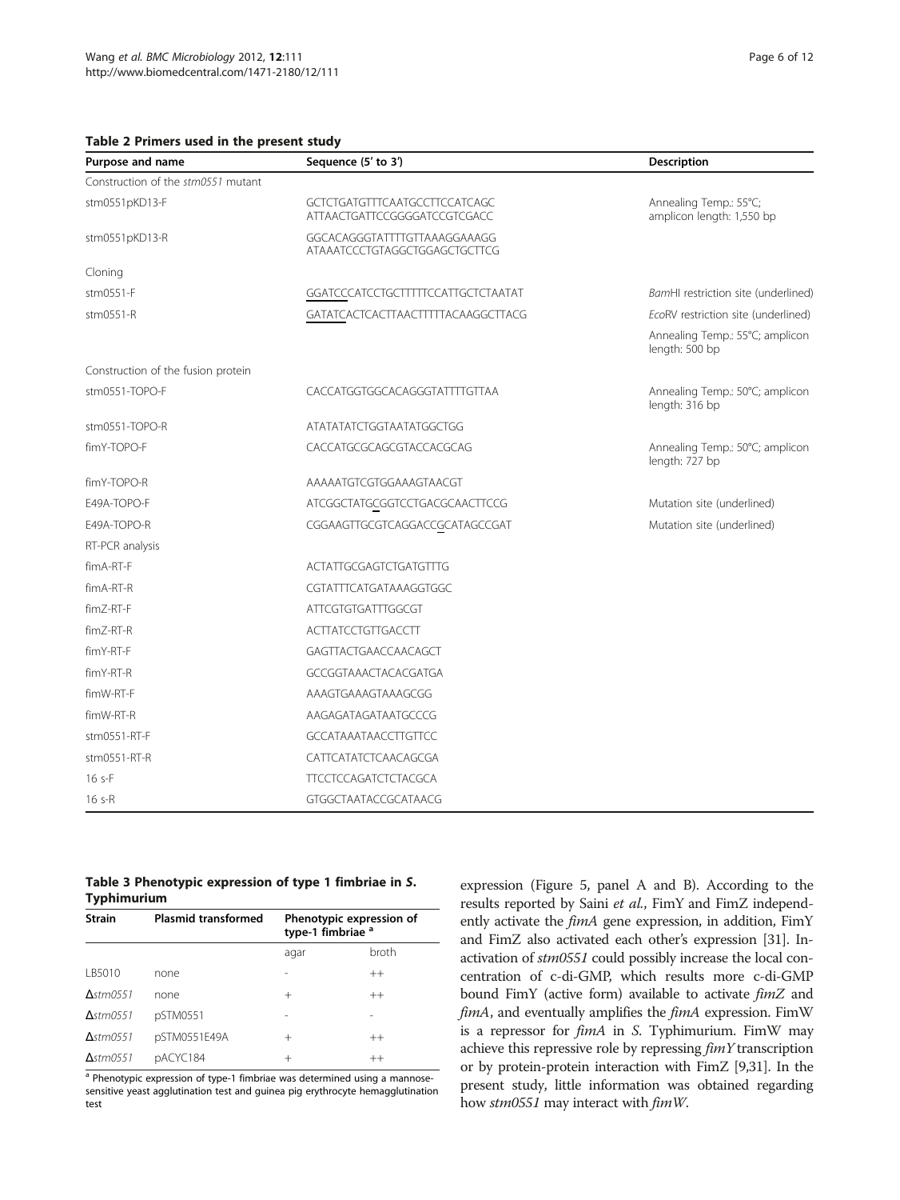**Table 2 Primers used in the present study**

| Purpose and name | Sequence (5′ to 3′) | Description |
|---|---|---|
| Construction of the *stm0551* mutant | | |
| stm0551pKD13-F | GCTCTGATGTTTCAATGCCTTCCATCAGC ATTAACTGATTCCGGGGATCCGTCGACC | Annealing Temp.: 55°C; amplicon length: 1,550 bp |
| stm0551pKD13-R | GGCACAGGGTATTTTGTTAAAGGAAAGG ATAAATCCCTGTAGGCTGGAGCTGCTTCG | |
| Cloning | | |
| stm0551-F | GGATCCCATCCTGCTTTTTCCATTGCTCTAATAT | *Bam*HI restriction site (underlined) |
| stm0551-R | GATATCACTCACTTAACTTTTTACAAGGCTTACG | *Eco*RV restriction site (underlined) |
| | | Annealing Temp.: 55°C; amplicon length: 500 bp |
| Construction of the fusion protein | | |
| stm0551-TOPO-F | CACCATGGTGGCACAGGGTATTTTGTTAA | Annealing Temp.: 50°C; amplicon length: 316 bp |
| stm0551-TOPO-R | ATATATATCTGGTAATATGGCTGG | |
| fimY-TOPO-F | CACCATGCGCAGCGTACCACGCAG | Annealing Temp.: 50°C; amplicon length: 727 bp |
| fimY-TOPO-R | AAAAATGTCGTGGAAAGTAACGT | |
| E49A-TOPO-F | ATCGGCTATGCGGTCCTGACGCAACTTCCG | Mutation site (underlined) |
| E49A-TOPO-R | CGGAAGTTGCGTCAGGACCGCATAGCCGAT | Mutation site (underlined) |
| RT-PCR analysis | | |
| fimA-RT-F | ACTATTGCGAGTCTGATGTTTG | |
| fimA-RT-R | CGTATTTCATGATAAAGGTGGC | |
| fimZ-RT-F | ATTCGTGTGATTTGGCGT | |
| fimZ-RT-R | ACTTATCCTGTTGACCTT | |
| fimY-RT-F | GAGTTACTGAACCAACAGCT | |
| fimY-RT-R | GCCGGTAAACTACACGATGA | |
| fimW-RT-F | AAAGTGAAAGTAAAGCGG | |
| fimW-RT-R | AAGAGATAGATAATGCCCG | |
| stm0551-RT-F | GCCATAAATAACCTTGTTCC | |
| stm0551-RT-R | CATTCATATCTCAACAGCGA | |
| 16 s-F | TTCCTCCAGATCTCTACGCA | |
| 16 s-R | GTGGCTAATACCGCATAACG | |

**Table 3 Phenotypic expression of type 1 fimbriae in *S.* Typhimurium**

| Strain | Plasmid transformed | Phenotypic expression of type-1 fimbriae [a] | |
|---|---|---|---|
| | | agar | broth |
| LB5010 | none | - | ++ |
| Δ*stm0551* | none | + | ++ |
| Δ*stm0551* | pSTM0551 | - | - |
| Δ*stm0551* | pSTM0551E49A | + | ++ |
| Δ*stm0551* | pACYC184 | + | ++ |

[a] Phenotypic expression of type-1 fimbriae was determined using a mannose-sensitive yeast agglutination test and guinea pig erythrocyte hemagglutination test

expression (Figure 5, panel A and B). According to the results reported by Saini *et al.*, FimY and FimZ independently activate the *fimA* gene expression, in addition, FimY and FimZ also activated each other's expression [31]. Inactivation of *stm0551* could possibly increase the local concentration of c-di-GMP, which results more c-di-GMP bound FimY (active form) available to activate *fimZ* and *fimA*, and eventually amplifies the *fimA* expression. FimW is a repressor for *fimA* in *S.* Typhimurium. FimW may achieve this repressive role by repressing *fimY* transcription or by protein-protein interaction with FimZ [9,31]. In the present study, little information was obtained regarding how *stm0551* may interact with *fimW*.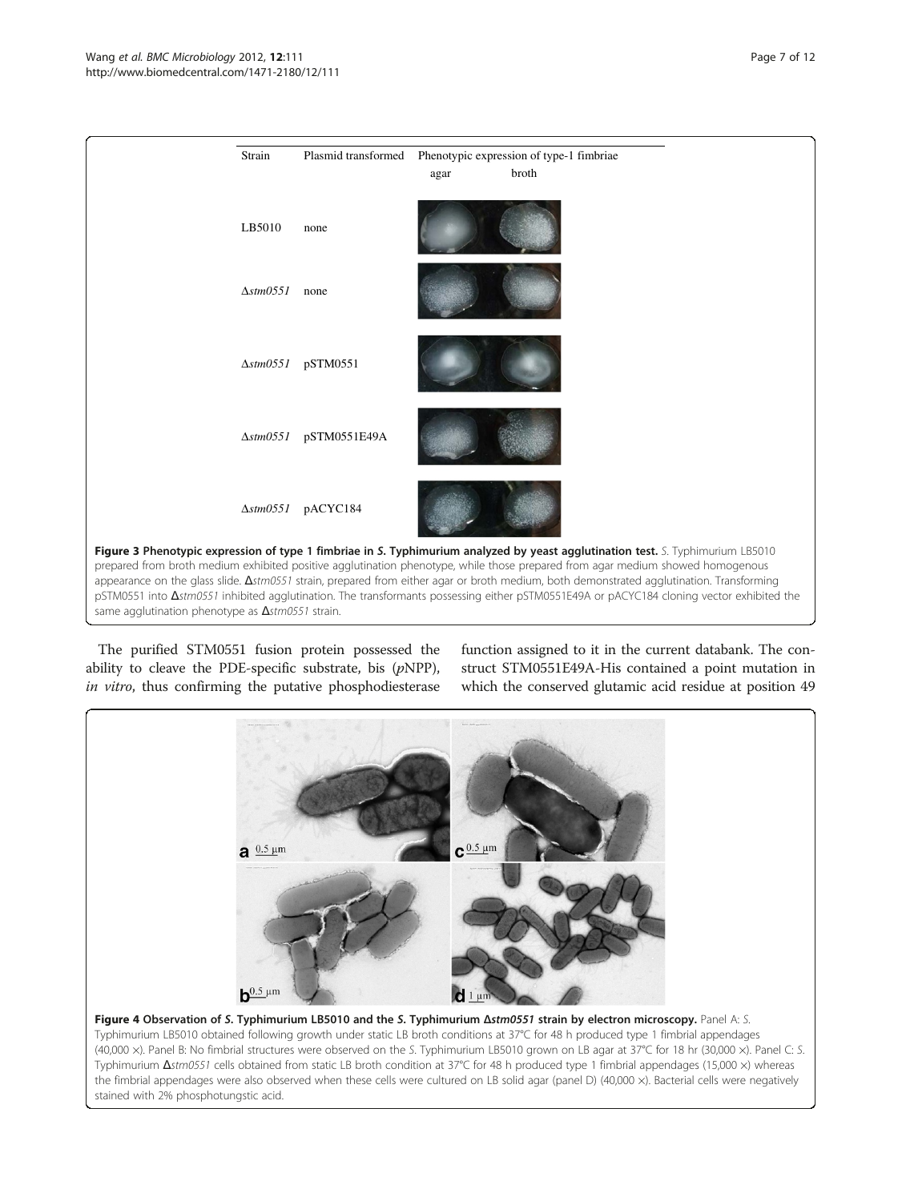| Strain | Plasmid transformed | Phenotypic expression of type-1 fimbriae |
|---|---|---|
| | | agar broth |
| LB5010 | none | |
| Δ*stm0551* | none | |
| Δ*stm0551* | pSTM0551 | |
| Δ*stm0551* | pSTM0551E49A | |
| Δ*stm0551* | pACYC184 | |

**Figure 3 Phenotypic expression of type 1 fimbriae in *S.* Typhimurium analyzed by yeast agglutination test.** *S.* Typhimurium LB5010 prepared from broth medium exhibited positive agglutination phenotype, while those prepared from agar medium showed homogenous appearance on the glass slide. Δ*stm0551* strain, prepared from either agar or broth medium, both demonstrated agglutination. Transforming pSTM0551 into Δ*stm0551* inhibited agglutination. The transformants possessing either pSTM0551E49A or pACYC184 cloning vector exhibited the same agglutination phenotype as Δ*stm0551* strain.

The purified STM0551 fusion protein possessed the ability to cleave the PDE-specific substrate, bis (*p*NPP), *in vitro*, thus confirming the putative phosphodiesterase function assigned to it in the current databank. The construct STM0551E49A-His contained a point mutation in which the conserved glutamic acid residue at position 49

**Figure 4 Observation of *S.* Typhimurium LB5010 and the *S.* Typhimurium Δ*stm0551* strain by electron microscopy.** Panel A: *S.* Typhimurium LB5010 obtained following growth under static LB broth conditions at 37°C for 48 h produced type 1 fimbrial appendages (40,000 ×). Panel B: No fimbrial structures were observed on the *S.* Typhimurium LB5010 grown on LB agar at 37°C for 18 hr (30,000 ×). Panel C: *S.* Typhimurium Δ*stm0551* cells obtained from static LB broth condition at 37°C for 48 h produced type 1 fimbrial appendages (15,000 ×) whereas the fimbrial appendages were also observed when these cells were cultured on LB solid agar (panel D) (40,000 ×). Bacterial cells were negatively stained with 2% phosphotungstic acid.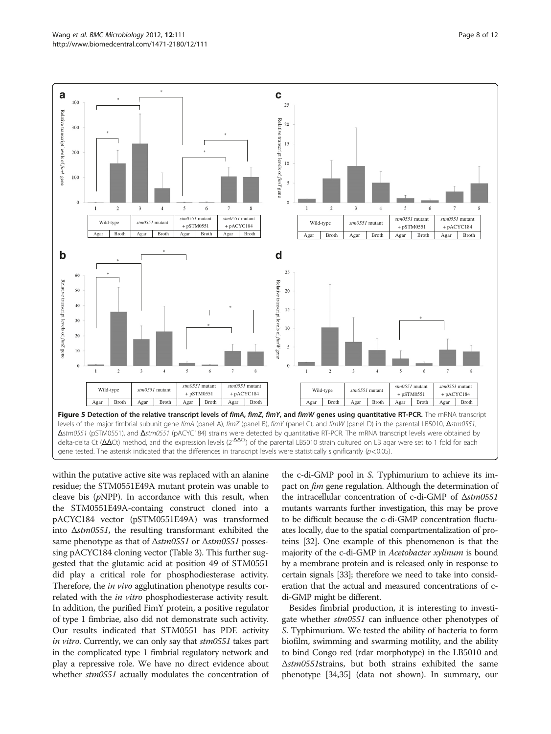**Figure 5 Detection of the relative transcript levels of *fimA, fimZ, fimY,* and *fimW* genes using quantitative RT-PCR.** The mRNA transcript levels of the major fimbrial subunit gene *fimA* (panel A), *fimZ* (panel B), *fimY* (panel C), and *fimW* (panel D) in the parental LB5010, Δ*stm0551*, Δ*stm0551* (pSTM0551), and Δ*stm0551* (pACYC184) strains were detected by quantitative RT-PCR. The mRNA transcript levels were obtained by delta-delta Ct (ΔΔCt) method, and the expression levels ($2^{-\Delta\Delta Ct}$) of the parental LB5010 strain cultured on LB agar were set to 1 fold for each gene tested. The asterisk indicated that the differences in transcript levels were statistically significantly ($p<0.05$).

within the putative active site was replaced with an alanine residue; the STM0551E49A mutant protein was unable to cleave bis (*p*NPP). In accordance with this result, when the STM0551E49A-containg construct cloned into a pACYC184 vector (pSTM0551E49A) was transformed into Δ*stm0551*, the resulting transformant exhibited the same phenotype as that of Δ*stm0551* or Δ*stm0551* possessing pACYC184 cloning vector (Table 3). This further suggested that the glutamic acid at position 49 of STM0551 did play a critical role for phosphodiesterase activity. Therefore, the *in vivo* agglutination phenotype results correlated with the *in vitro* phosphodiesterase activity result. In addition, the purified FimY protein, a positive regulator of type 1 fimbriae, also did not demonstrate such activity. Our results indicated that STM0551 has PDE activity *in vitro*. Currently, we can only say that *stm0551* takes part in the complicated type 1 fimbrial regulatory network and play a repressive role. We have no direct evidence about whether *stm0551* actually modulates the concentration of the c-di-GMP pool in *S.* Typhimurium to achieve its impact on *fim* gene regulation. Although the determination of the intracellular concentration of c-di-GMP of Δ*stm0551* mutants warrants further investigation, this may be prove to be difficult because the c-di-GMP concentration fluctuates locally, due to the spatial compartmentalization of proteins [32]. One example of this phenomenon is that the majority of the c-di-GMP in *Acetobacter xylinum* is bound by a membrane protein and is released only in response to certain signals [33]; therefore we need to take into consideration that the actual and measured concentrations of c-di-GMP might be different.

Besides fimbrial production, it is interesting to investigate whether *stm0551* can influence other phenotypes of *S.* Typhimurium. We tested the ability of bacteria to form biofilm, swimming and swarming motility, and the ability to bind Congo red (rdar morphotype) in the LB5010 and Δ*stm0551*strains, but both strains exhibited the same phenotype [34,35] (data not shown). In summary, our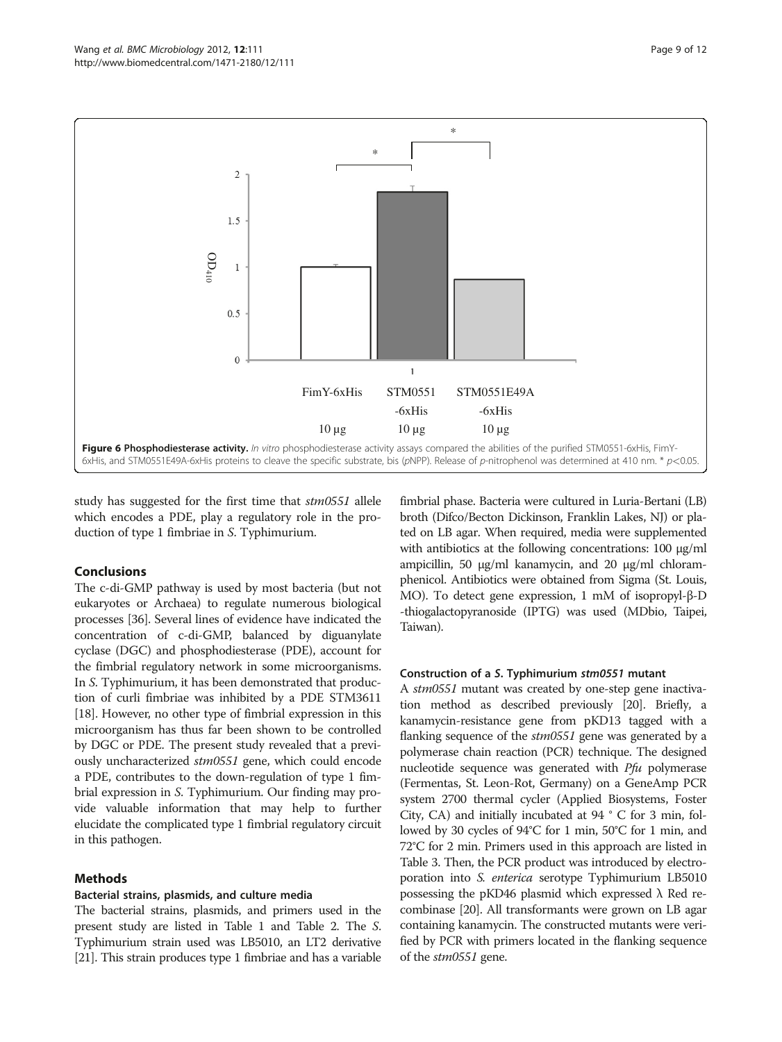**Figure 6 Phosphodiesterase activity.** *In vitro* phosphodiesterase activity assays compared the abilities of the purified STM0551-6xHis, FimY-6xHis, and STM0551E49A-6xHis proteins to cleave the specific substrate, bis (*p*NPP). Release of *p*-nitrophenol was determined at 410 nm. * $p<0.05$.

study has suggested for the first time that *stm0551* allele which encodes a PDE, play a regulatory role in the production of type 1 fimbriae in *S.* Typhimurium.

## Conclusions

The c-di-GMP pathway is used by most bacteria (but not eukaryotes or Archaea) to regulate numerous biological processes [36]. Several lines of evidence have indicated the concentration of c-di-GMP, balanced by diguanylate cyclase (DGC) and phosphodiesterase (PDE), account for the fimbrial regulatory network in some microorganisms. In *S.* Typhimurium, it has been demonstrated that production of curli fimbriae was inhibited by a PDE STM3611 [18]. However, no other type of fimbrial expression in this microorganism has thus far been shown to be controlled by DGC or PDE. The present study revealed that a previously uncharacterized *stm0551* gene, which could encode a PDE, contributes to the down-regulation of type 1 fimbrial expression in *S.* Typhimurium. Our finding may provide valuable information that may help to further elucidate the complicated type 1 fimbrial regulatory circuit in this pathogen.

## Methods

### Bacterial strains, plasmids, and culture media

The bacterial strains, plasmids, and primers used in the present study are listed in Table 1 and Table 2. The *S.* Typhimurium strain used was LB5010, an LT2 derivative [21]. This strain produces type 1 fimbriae and has a variable fimbrial phase. Bacteria were cultured in Luria-Bertani (LB) broth (Difco/Becton Dickinson, Franklin Lakes, NJ) or plated on LB agar. When required, media were supplemented with antibiotics at the following concentrations: 100 μg/ml ampicillin, 50 μg/ml kanamycin, and 20 μg/ml chloramphenicol. Antibiotics were obtained from Sigma (St. Louis, MO). To detect gene expression, 1 mM of isopropyl-β-D -thiogalactopyranoside (IPTG) was used (MDbio, Taipei, Taiwan).

### Construction of a *S.* Typhimurium *stm0551* mutant

A *stm0551* mutant was created by one-step gene inactivation method as described previously [20]. Briefly, a kanamycin-resistance gene from pKD13 tagged with a flanking sequence of the *stm0551* gene was generated by a polymerase chain reaction (PCR) technique. The designed nucleotide sequence was generated with *Pfu* polymerase (Fermentas, St. Leon-Rot, Germany) on a GeneAmp PCR system 2700 thermal cycler (Applied Biosystems, Foster City, CA) and initially incubated at 94 ° C for 3 min, followed by 30 cycles of 94°C for 1 min, 50°C for 1 min, and 72°C for 2 min. Primers used in this approach are listed in Table 3. Then, the PCR product was introduced by electroporation into *S. enterica* serotype Typhimurium LB5010 possessing the pKD46 plasmid which expressed λ Red recombinase [20]. All transformants were grown on LB agar containing kanamycin. The constructed mutants were verified by PCR with primers located in the flanking sequence of the *stm0551* gene.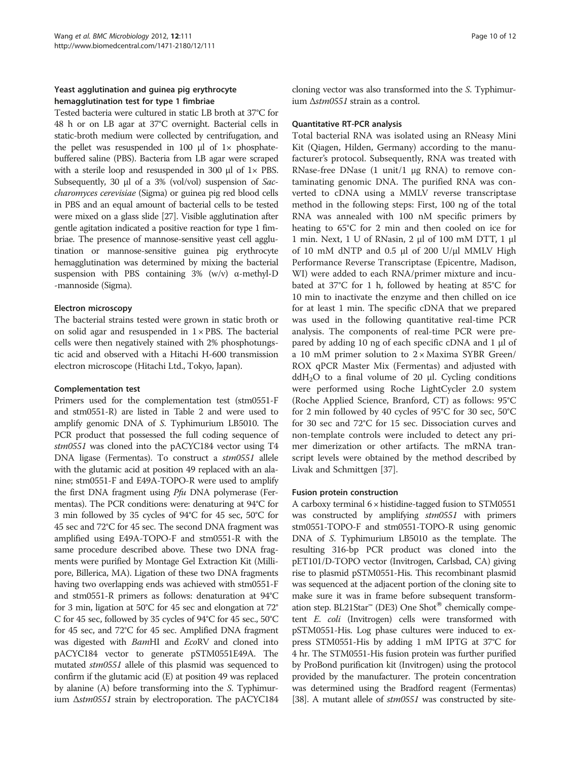### Yeast agglutination and guinea pig erythrocyte hemagglutination test for type 1 fimbriae

Tested bacteria were cultured in static LB broth at 37°C for 48 h or on LB agar at 37°C overnight. Bacterial cells in static-broth medium were collected by centrifugation, and the pellet was resuspended in 100 μl of 1× phosphate-buffered saline (PBS). Bacteria from LB agar were scraped with a sterile loop and resuspended in 300 μl of 1× PBS. Subsequently, 30 μl of a 3% (vol/vol) suspension of *Saccharomyces cerevisiae* (Sigma) or guinea pig red blood cells in PBS and an equal amount of bacterial cells to be tested were mixed on a glass slide [27]. Visible agglutination after gentle agitation indicated a positive reaction for type 1 fimbriae. The presence of mannose-sensitive yeast cell agglutination or mannose-sensitive guinea pig erythrocyte hemagglutination was determined by mixing the bacterial suspension with PBS containing 3% (w/v) α-methyl-D -mannoside (Sigma).

### Electron microscopy

The bacterial strains tested were grown in static broth or on solid agar and resuspended in 1 × PBS. The bacterial cells were then negatively stained with 2% phosphotungstic acid and observed with a Hitachi H-600 transmission electron microscope (Hitachi Ltd., Tokyo, Japan).

### Complementation test

Primers used for the complementation test (stm0551-F and stm0551-R) are listed in Table 2 and were used to amplify genomic DNA of *S.* Typhimurium LB5010. The PCR product that possessed the full coding sequence of *stm0551* was cloned into the pACYC184 vector using T4 DNA ligase (Fermentas). To construct a *stm0551* allele with the glutamic acid at position 49 replaced with an alanine; stm0551-F and E49A-TOPO-R were used to amplify the first DNA fragment using *Pfu* DNA polymerase (Fermentas). The PCR conditions were: denaturing at 94°C for 3 min followed by 35 cycles of 94°C for 45 sec, 50°C for 45 sec and 72°C for 45 sec. The second DNA fragment was amplified using E49A-TOPO-F and stm0551-R with the same procedure described above. These two DNA fragments were purified by Montage Gel Extraction Kit (Millipore, Billerica, MA). Ligation of these two DNA fragments having two overlapping ends was achieved with stm0551-F and stm0551-R primers as follows: denaturation at 94°C for 3 min, ligation at 50°C for 45 sec and elongation at 72°C for 45 sec, followed by 35 cycles of 94°C for 45 sec., 50°C for 45 sec, and 72°C for 45 sec. Amplified DNA fragment was digested with *Bam*HI and *Eco*RV and cloned into pACYC184 vector to generate pSTM0551E49A. The mutated *stm0551* allele of this plasmid was sequenced to confirm if the glutamic acid (E) at position 49 was replaced by alanine (A) before transforming into the *S.* Typhimurium Δ*stm0551* strain by electroporation. The pACYC184 cloning vector was also transformed into the *S.* Typhimurium Δ*stm0551* strain as a control.

### Quantitative RT-PCR analysis

Total bacterial RNA was isolated using an RNeasy Mini Kit (Qiagen, Hilden, Germany) according to the manufacturer's protocol. Subsequently, RNA was treated with RNase-free DNase (1 unit/1 μg RNA) to remove contaminating genomic DNA. The purified RNA was converted to cDNA using a MMLV reverse transcriptase method in the following steps: First, 100 ng of the total RNA was annealed with 100 nM specific primers by heating to 65°C for 2 min and then cooled on ice for 1 min. Next, 1 U of RNasin, 2 μl of 100 mM DTT, 1 μl of 10 mM dNTP and 0.5 μl of 200 U/μl MMLV High Performance Reverse Transcriptase (Epicentre, Madison, WI) were added to each RNA/primer mixture and incubated at 37°C for 1 h, followed by heating at 85°C for 10 min to inactivate the enzyme and then chilled on ice for at least 1 min. The specific cDNA that we prepared was used in the following quantitative real-time PCR analysis. The components of real-time PCR were prepared by adding 10 ng of each specific cDNA and 1 μl of a 10 mM primer solution to 2 × Maxima SYBR Green/ROX qPCR Master Mix (Fermentas) and adjusted with $ddH_2O$ to a final volume of 20 μl. Cycling conditions were performed using Roche LightCycler 2.0 system (Roche Applied Science, Branford, CT) as follows: 95°C for 2 min followed by 40 cycles of 95°C for 30 sec, 50°C for 30 sec and 72°C for 15 sec. Dissociation curves and non-template controls were included to detect any primer dimerization or other artifacts. The mRNA transcript levels were obtained by the method described by Livak and Schmittgen [37].

### Fusion protein construction

A carboxy terminal 6 × histidine-tagged fusion to STM0551 was constructed by amplifying *stm0551* with primers stm0551-TOPO-F and stm0551-TOPO-R using genomic DNA of *S.* Typhimurium LB5010 as the template. The resulting 316-bp PCR product was cloned into the pET101/D-TOPO vector (Invitrogen, Carlsbad, CA) giving rise to plasmid pSTM0551-His. This recombinant plasmid was sequenced at the adjacent portion of the cloning site to make sure it was in frame before subsequent transformation step. BL21Star™ (DE3) One Shot® chemically competent *E. coli* (Invitrogen) cells were transformed with pSTM0551-His. Log phase cultures were induced to express STM0551-His by adding 1 mM IPTG at 37°C for 4 hr. The STM0551-His fusion protein was further purified by ProBond purification kit (Invitrogen) using the protocol provided by the manufacturer. The protein concentration was determined using the Bradford reagent (Fermentas) [38]. A mutant allele of *stm0551* was constructed by site-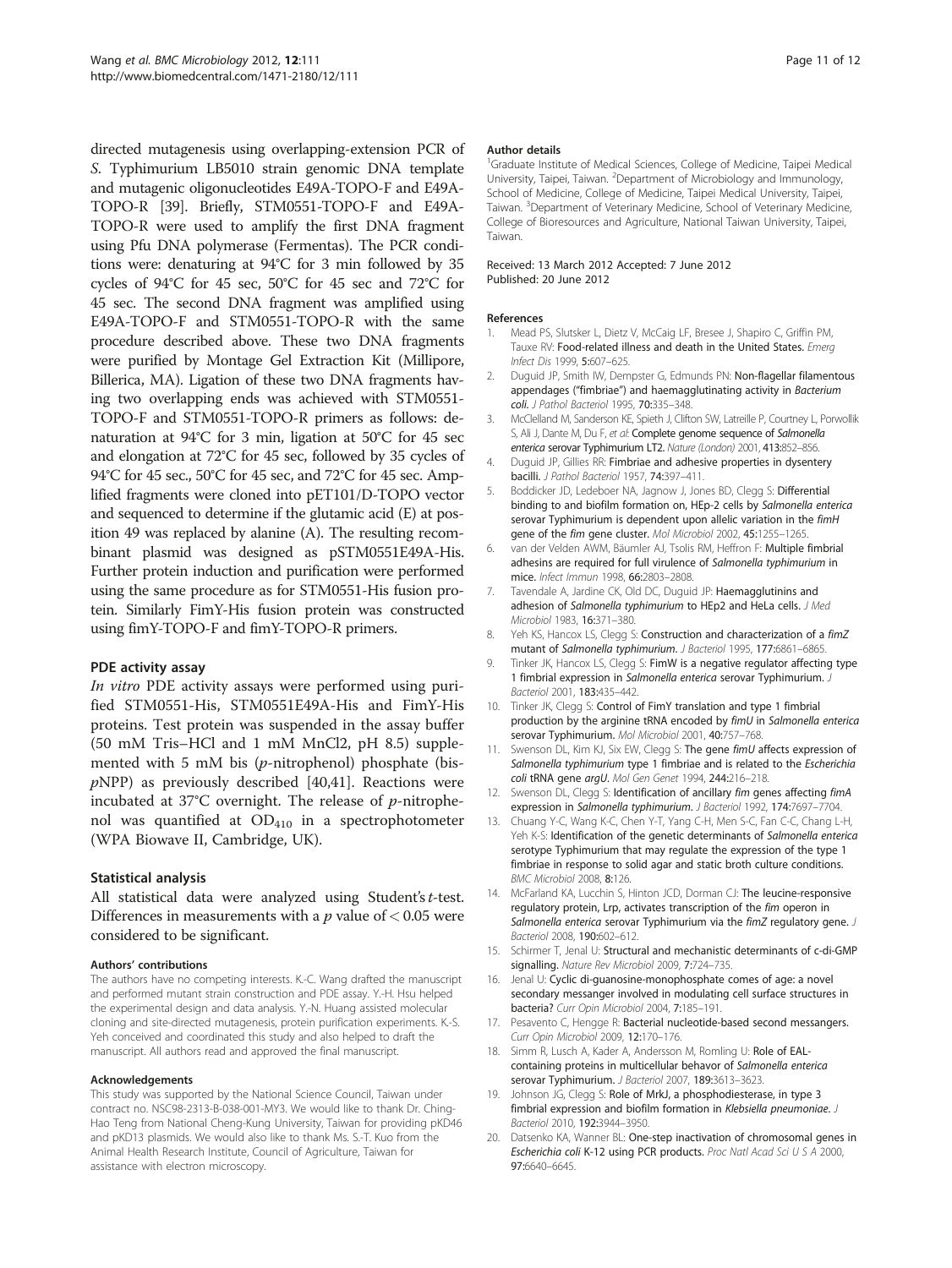directed mutagenesis using overlapping-extension PCR of *S.* Typhimurium LB5010 strain genomic DNA template and mutagenic oligonucleotides E49A-TOPO-F and E49A-TOPO-R [39]. Briefly, STM0551-TOPO-F and E49A-TOPO-R were used to amplify the first DNA fragment using Pfu DNA polymerase (Fermentas). The PCR conditions were: denaturing at 94°C for 3 min followed by 35 cycles of 94°C for 45 sec, 50°C for 45 sec and 72°C for 45 sec. The second DNA fragment was amplified using E49A-TOPO-F and STM0551-TOPO-R with the same procedure described above. These two DNA fragments were purified by Montage Gel Extraction Kit (Millipore, Billerica, MA). Ligation of these two DNA fragments having two overlapping ends was achieved with STM0551-TOPO-F and STM0551-TOPO-R primers as follows: denaturation at 94°C for 3 min, ligation at 50°C for 45 sec and elongation at 72°C for 45 sec, followed by 35 cycles of 94°C for 45 sec., 50°C for 45 sec, and 72°C for 45 sec. Amplified fragments were cloned into pET101/D-TOPO vector and sequenced to determine if the glutamic acid (E) at position 49 was replaced by alanine (A). The resulting recombinant plasmid was designed as pSTM0551E49A-His. Further protein induction and purification were performed using the same procedure as for STM0551-His fusion protein. Similarly FimY-His fusion protein was constructed using fimY-TOPO-F and fimY-TOPO-R primers.

### PDE activity assay

*In vitro* PDE activity assays were performed using purified STM0551-His, STM0551E49A-His and FimY-His proteins. Test protein was suspended in the assay buffer (50 mM Tris–HCl and 1 mM MnCl2, pH 8.5) supplemented with 5 mM bis (*p*-nitrophenol) phosphate (bis-*p*NPP) as previously described [40,41]. Reactions were incubated at 37°C overnight. The release of *p*-nitrophenol was quantified at $OD_{410}$ in a spectrophotometer (WPA Biowave II, Cambridge, UK).

### Statistical analysis

All statistical data were analyzed using Student's *t*-test. Differences in measurements with a $p$ value of $< 0.05$ were considered to be significant.

#### Authors' contributions

The authors have no competing interests. K.-C. Wang drafted the manuscript and performed mutant strain construction and PDE assay. Y.-H. Hsu helped the experimental design and data analysis. Y.-N. Huang assisted molecular cloning and site-directed mutagenesis, protein purification experiments. K.-S. Yeh conceived and coordinated this study and also helped to draft the manuscript. All authors read and approved the final manuscript.

#### Acknowledgements

This study was supported by the National Science Council, Taiwan under contract no. NSC98-2313-B-038-001-MY3. We would like to thank Dr. Ching-Hao Teng from National Cheng-Kung University, Taiwan for providing pKD46 and pKD13 plasmids. We would also like to thank Ms. S.-T. Kuo from the Animal Health Research Institute, Council of Agriculture, Taiwan for assistance with electron microscopy.

#### Author details

[1]Graduate Institute of Medical Sciences, College of Medicine, Taipei Medical University, Taipei, Taiwan. [2]Department of Microbiology and Immunology, School of Medicine, College of Medicine, Taipei Medical University, Taipei, Taiwan. [3]Department of Veterinary Medicine, School of Veterinary Medicine, College of Bioresources and Agriculture, National Taiwan University, Taipei, Taiwan.

Received: 13 March 2012 Accepted: 7 June 2012
Published: 20 June 2012

#### References

1. Mead PS, Slutsker L, Dietz V, McCaig LF, Bresee J, Shapiro C, Griffin PM, Tauxe RV: **Food-related illness and death in the United States.** *Emerg Infect Dis* 1999, **5:**607–625.
2. Duguid JP, Smith IW, Dempster G, Edmunds PN: **Non-flagellar filamentous appendages ("fimbriae") and haemagglutinating activity in *Bacterium coli*.** *J Pathol Bacteriol* 1995, **70:**335–348.
3. McClelland M, Sanderson KE, Spieth J, Clifton SW, Latreille P, Courtney L, Porwollik S, Ali J, Dante M, Du F, *et al*: **Complete genome sequence of *Salmonella enterica* serovar Typhimurium LT2.** *Nature (London)* 2001, **413:**852–856.
4. Duguid JP, Gillies RR: **Fimbriae and adhesive properties in dysentery bacilli.** *J Pathol Bacteriol* 1957, **74:**397–411.
5. Boddicker JD, Ledeboer NA, Jagnow J, Jones BD, Clegg S: **Differential binding to and biofilm formation on, HEp-2 cells by *Salmonella enterica* serovar Typhimurium is dependent upon allelic variation in the *fimH* gene of the *fim* gene cluster.** *Mol Microbiol* 2002, **45:**1255–1265.
6. van der Velden AWM, Bäumler AJ, Tsolis RM, Heffron F: **Multiple fimbrial adhesins are required for full virulence of *Salmonella typhimurium* in mice.** *Infect Immun* 1998, **66:**2803–2808.
7. Tavendale A, Jardine CK, Old DC, Duguid JP: **Haemagglutinins and adhesion of *Salmonella typhimurium* to HEp2 and HeLa cells.** *J Med Microbiol* 1983, **16:**371–380.
8. Yeh KS, Hancox LS, Clegg S: **Construction and characterization of a *fimZ* mutant of *Salmonella typhimurium*.** *J Bacteriol* 1995, **177:**6861–6865.
9. Tinker JK, Hancox LS, Clegg S: **FimW is a negative regulator affecting type 1 fimbrial expression in *Salmonella enterica* serovar Typhimurium.** *J Bacteriol* 2001, **183:**435–442.
10. Tinker JK, Clegg S: **Control of FimY translation and type 1 fimbrial production by the arginine tRNA encoded by *fimU* in *Salmonella enterica* serovar Typhimurium.** *Mol Microbiol* 2001, **40:**757–768.
11. Swenson DL, Kim KJ, Six EW, Clegg S: **The gene *fimU* affects expression of *Salmonella typhimurium* type 1 fimbriae and is related to the *Escherichia coli* tRNA gene *argU*.** *Mol Gen Genet* 1994, **244:**216–218.
12. Swenson DL, Clegg S: **Identification of ancillary *fim* genes affecting *fimA* expression in *Salmonella typhimurium*.** *J Bacteriol* 1992, **174:**7697–7704.
13. Chuang Y-C, Wang K-C, Chen Y-T, Yang C-H, Men S-C, Fan C-C, Chang L-H, Yeh K-S: **Identification of the genetic determinants of *Salmonella enterica* serotype Typhimurium that may regulate the expression of the type 1 fimbriae in response to solid agar and static broth culture conditions.** *BMC Microbiol* 2008, **8:**126.
14. McFarland KA, Lucchin S, Hinton JCD, Dorman CJ: **The leucine-responsive regulatory protein, Lrp, activates transcription of the *fim* operon in *Salmonella enterica* serovar Typhimurium via the *fimZ* regulatory gene.** *J Bacteriol* 2008, **190:**602–612.
15. Schirmer T, Jenal U: **Structural and mechanistic determinants of c-di-GMP signalling.** *Nature Rev Microbiol* 2009, **7:**724–735.
16. Jenal U: **Cyclic di-guanosine-monophosphate comes of age: a novel secondary messanger involved in modulating cell surface structures in bacteria?** *Curr Opin Microbiol* 2004, **7:**185–191.
17. Pesavento C, Hengge R: **Bacterial nucleotide-based second messangers.** *Curr Opin Microbiol* 2009, **12:**170–176.
18. Simm R, Lusch A, Kader A, Andersson M, Romling U: **Role of EAL-containing proteins in multicellular behavor of *Salmonella enterica* serovar Typhimurium.** *J Bacteriol* 2007, **189:**3613–3623.
19. Johnson JG, Clegg S: **Role of MrkJ, a phosphodiesterase, in type 3 fimbrial expression and biofilm formation in *Klebsiella pneumoniae*.** *J Bacteriol* 2010, **192:**3944–3950.
20. Datsenko KA, Wanner BL: **One-step inactivation of chromosomal genes in *Escherichia coli* K-12 using PCR products.** *Proc Natl Acad Sci U S A* 2000, **97:**6640–6645.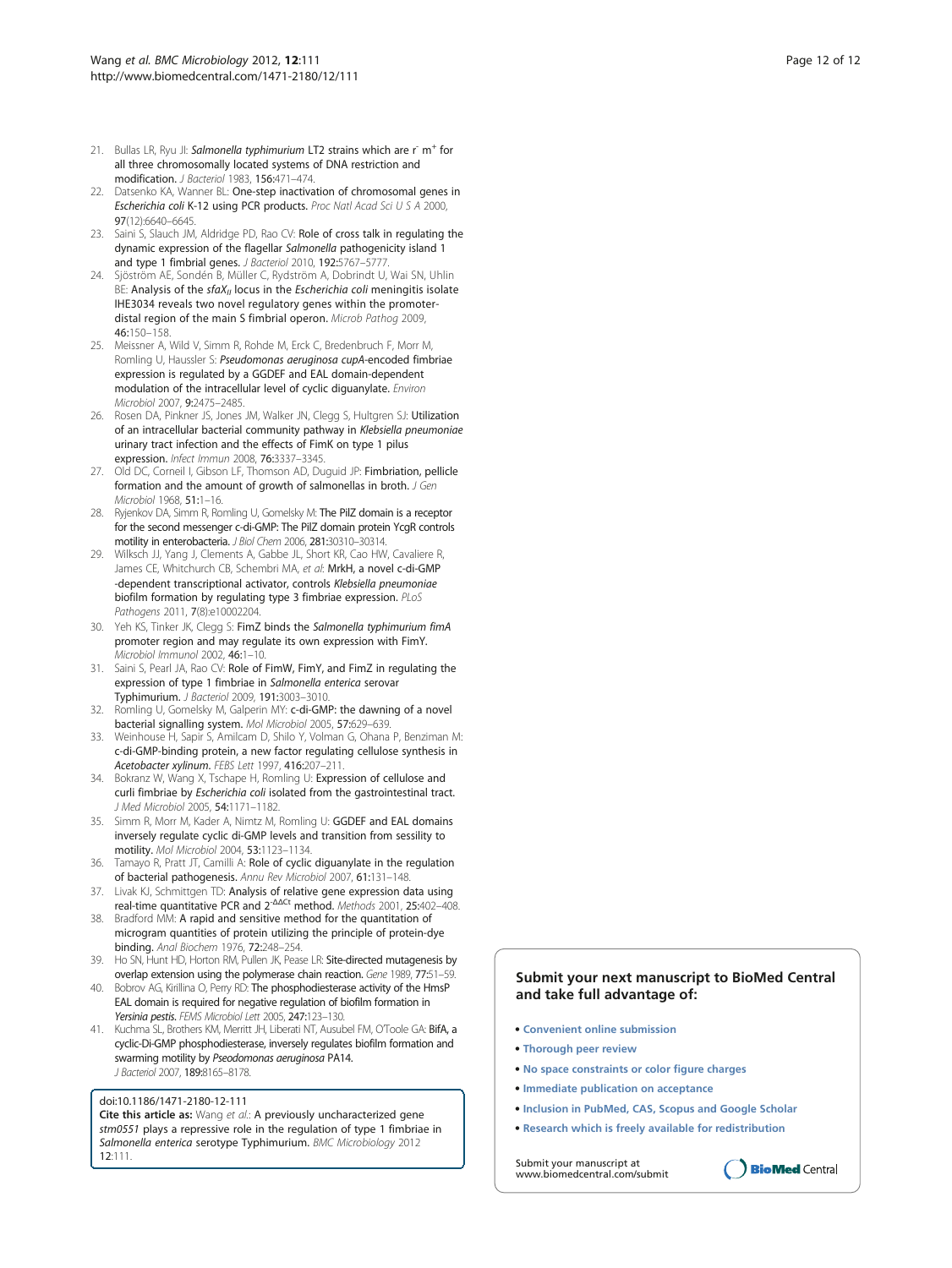21. Bullas LR, Ryu JI: *Salmonella typhimurium* LT2 strains which are $r^-$ $m^+$ for all three chromosomally located systems of DNA restriction and modification. *J Bacteriol* 1983, **156:**471–474.
22. Datsenko KA, Wanner BL: **One-step inactivation of chromosomal genes in** ***Escherichia coli*** **K-12 using PCR products.** *Proc Natl Acad Sci U S A* 2000, **97**(12):6640–6645.
23. Saini S, Slauch JM, Aldridge PD, Rao CV: **Role of cross talk in regulating the dynamic expression of the flagellar** ***Salmonella*** **pathogenicity island 1 and type 1 fimbrial genes.** *J Bacteriol* 2010, **192:**5767–5777.
24. Sjöström AE, Sondén B, Müller C, Rydström A, Dobrindt U, Wai SN, Uhlin BE: **Analysis of the** ***sfaX$_{II}$*** **locus in the** ***Escherichia coli*** **meningitis isolate IHE3034 reveals two novel regulatory genes within the promoter-distal region of the main S fimbrial operon.** *Microb Pathog* 2009, **46:**150–158.
25. Meissner A, Wild V, Simm R, Rohde M, Erck C, Bredenbruch F, Morr M, Romling U, Haussler S: ***Pseudomonas aeruginosa cupA*****-encoded fimbriae expression is regulated by a GGDEF and EAL domain-dependent modulation of the intracellular level of cyclic diguanylate.** *Environ Microbiol* 2007, **9:**2475–2485.
26. Rosen DA, Pinkner JS, Jones JM, Walker JN, Clegg S, Hultgren SJ: **Utilization of an intracellular bacterial community pathway in** ***Klebsiella pneumoniae*** **urinary tract infection and the effects of FimK on type 1 pilus expression.** *Infect Immun* 2008, **76:**3337–3345.
27. Old DC, Corneil I, Gibson LF, Thomson AD, Duguid JP: **Fimbriation, pellicle formation and the amount of growth of salmonellas in broth.** *J Gen Microbiol* 1968, **51:**1–16.
28. Ryjenkov DA, Simm R, Romling U, Gomelsky M: **The PilZ domain is a receptor for the second messenger c-di-GMP: The PilZ domain protein YcgR controls motility in enterobacteria.** *J Biol Chem* 2006, **281:**30310–30314.
29. Wilksch JJ, Yang J, Clements A, Gabbe JL, Short KR, Cao HW, Cavaliere R, James CE, Whitchurch CB, Schembri MA, *et al*: **MrkH, a novel c-di-GMP -dependent transcriptional activator, controls** ***Klebsiella pneumoniae*** **biofilm formation by regulating type 3 fimbriae expression.** *PLoS Pathogens* 2011, **7**(8):e10002204.
30. Yeh KS, Tinker JK, Clegg S: **FimZ binds the** ***Salmonella typhimurium fimA*** **promoter region and may regulate its own expression with FimY.** *Microbiol Immunol* 2002, **46:**1–10.
31. Saini S, Pearl JA, Rao CV: **Role of FimW, FimY, and FimZ in regulating the expression of type 1 fimbriae in** ***Salmonella enterica*** **serovar Typhimurium.** *J Bacteriol* 2009, **191:**3003–3010.
32. Romling U, Gomelsky M, Galperin MY: **c-di-GMP: the dawning of a novel bacterial signalling system.** *Mol Microbiol* 2005, **57:**629–639.
33. Weinhouse H, Sapir S, Amikam D, Shilo Y, Volman G, Ohana P, Benziman M: **c-di-GMP-binding protein, a new factor regulating cellulose synthesis in** ***Acetobacter xylinum*****.** *FEBS Lett* 1997, **416:**207–211.
34. Bokranz W, Wang X, Tschape H, Romling U: **Expression of cellulose and curli fimbriae by** ***Escherichia coli*** **isolated from the gastrointestinal tract.** *J Med Microbiol* 2005, **54:**1171–1182.
35. Simm R, Morr M, Kader A, Nimtz M, Romling U: **GGDEF and EAL domains inversely regulate cyclic di-GMP levels and transition from sessility to motility.** *Mol Microbiol* 2004, **53:**1123–1134.
36. Tamayo R, Pratt JT, Camilli A: **Role of cyclic diguanylate in the regulation of bacterial pathogenesis.** *Annu Rev Microbiol* 2007, **61:**131–148.
37. Livak KJ, Schmittgen TD: **Analysis of relative gene expression data using real-time quantitative PCR and $2^{-\Delta\Delta Ct}$ method.** *Methods* 2001, **25:**402–408.
38. Bradford MM: **A rapid and sensitive method for the quantitation of microgram quantities of protein utilizing the principle of protein-dye binding.** *Anal Biochem* 1976, **72:**248–254.
39. Ho SN, Hunt HD, Horton RM, Pullen JK, Pease LR: **Site-directed mutagenesis by overlap extension using the polymerase chain reaction.** *Gene* 1989, **77:**51–59.
40. Bobrov AG, Kirillina O, Perry RD: **The phosphodiesterase activity of the HmsP EAL domain is required for negative regulation of biofilm formation in** ***Yersinia pestis*****.** *FEMS Microbiol Lett* 2005, **247:**123–130.
41. Kuchma SL, Brothers KM, Merritt JH, Liberati NT, Ausubel FM, O'Toole GA: **BifA, a cyclic-Di-GMP phosphodiesterase, inversely regulates biofilm formation and swarming motility by** ***Pseodomonas aeruginosa*** **PA14.** *J Bacteriol* 2007, **189:**8165–8178.

doi:10.1186/1471-2180-12-111

**Cite this article as:** Wang *et al.*: A previously uncharacterized gene *stm0551* plays a repressive role in the regulation of type 1 fimbriae in *Salmonella enterica* serotype Typhimurium. *BMC Microbiology* 2012 **12**:111.

**Submit your next manuscript to BioMed Central and take full advantage of:**

- Convenient online submission
- Thorough peer review
- No space constraints or color figure charges
- Immediate publication on acceptance
- Inclusion in PubMed, CAS, Scopus and Google Scholar
- Research which is freely available for redistribution

Submit your manuscript at www.biomedcentral.com/submit